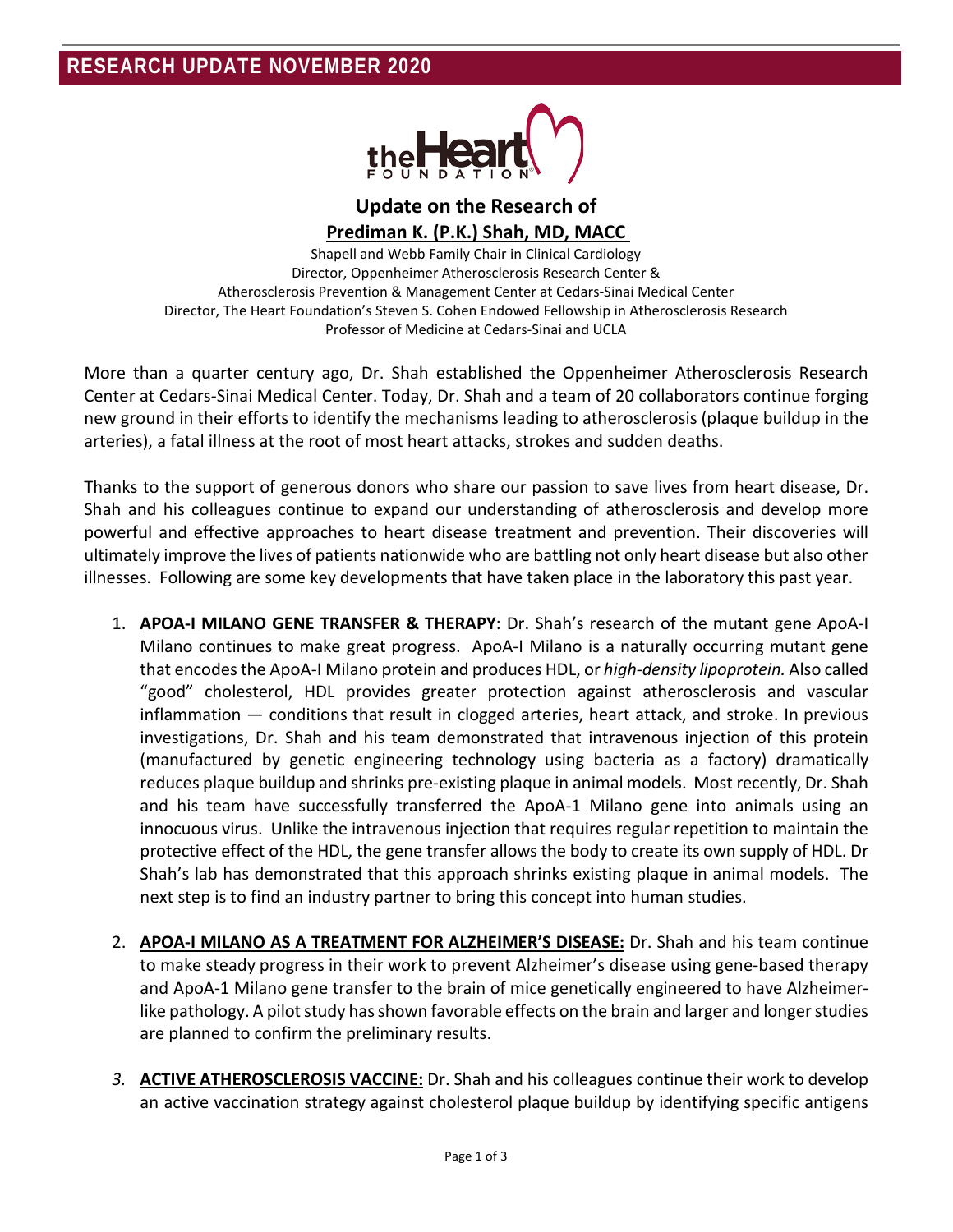## RESEARCH UPDATE NOVEMBER 2020

# Update on the Research of
## Prediman K. (P.K.) Shah, MD, MACC

Shapell and Webb Family Chair in Clinical Cardiology
Director, Oppenheimer Atherosclerosis Research Center &
Atherosclerosis Prevention & Management Center at Cedars-Sinai Medical Center
Director, The Heart Foundation's Steven S. Cohen Endowed Fellowship in Atherosclerosis Research
Professor of Medicine at Cedars-Sinai and UCLA

More than a quarter century ago, Dr. Shah established the Oppenheimer Atherosclerosis Research Center at Cedars-Sinai Medical Center. Today, Dr. Shah and a team of 20 collaborators continue forging new ground in their efforts to identify the mechanisms leading to atherosclerosis (plaque buildup in the arteries), a fatal illness at the root of most heart attacks, strokes and sudden deaths.

Thanks to the support of generous donors who share our passion to save lives from heart disease, Dr. Shah and his colleagues continue to expand our understanding of atherosclerosis and develop more powerful and effective approaches to heart disease treatment and prevention. Their discoveries will ultimately improve the lives of patients nationwide who are battling not only heart disease but also other illnesses. Following are some key developments that have taken place in the laboratory this past year.

1. **APOA-I MILANO GENE TRANSFER & THERAPY**: Dr. Shah's research of the mutant gene ApoA-I Milano continues to make great progress. ApoA-I Milano is a naturally occurring mutant gene that encodes the ApoA-I Milano protein and produces HDL, or *high-density lipoprotein.* Also called "good" cholesterol, HDL provides greater protection against atherosclerosis and vascular inflammation — conditions that result in clogged arteries, heart attack, and stroke. In previous investigations, Dr. Shah and his team demonstrated that intravenous injection of this protein (manufactured by genetic engineering technology using bacteria as a factory) dramatically reduces plaque buildup and shrinks pre-existing plaque in animal models. Most recently, Dr. Shah and his team have successfully transferred the ApoA-1 Milano gene into animals using an innocuous virus. Unlike the intravenous injection that requires regular repetition to maintain the protective effect of the HDL, the gene transfer allows the body to create its own supply of HDL. Dr Shah's lab has demonstrated that this approach shrinks existing plaque in animal models. The next step is to find an industry partner to bring this concept into human studies.

2. **APOA-I MILANO AS A TREATMENT FOR ALZHEIMER'S DISEASE:** Dr. Shah and his team continue to make steady progress in their work to prevent Alzheimer's disease using gene-based therapy and ApoA-1 Milano gene transfer to the brain of mice genetically engineered to have Alzheimer-like pathology. A pilot study has shown favorable effects on the brain and larger and longer studies are planned to confirm the preliminary results.

3. **ACTIVE ATHEROSCLEROSIS VACCINE:** Dr. Shah and his colleagues continue their work to develop an active vaccination strategy against cholesterol plaque buildup by identifying specific antigens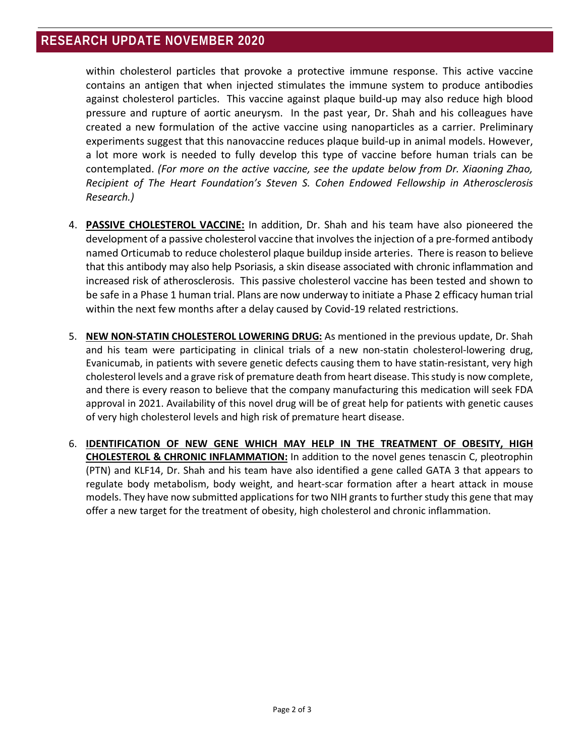within cholesterol particles that provoke a protective immune response. This active vaccine contains an antigen that when injected stimulates the immune system to produce antibodies against cholesterol particles. This vaccine against plaque build-up may also reduce high blood pressure and rupture of aortic aneurysm. In the past year, Dr. Shah and his colleagues have created a new formulation of the active vaccine using nanoparticles as a carrier. Preliminary experiments suggest that this nanovaccine reduces plaque build-up in animal models. However, a lot more work is needed to fully develop this type of vaccine before human trials can be contemplated. *(For more on the active vaccine, see the update below from Dr. Xiaoning Zhao, Recipient of The Heart Foundation's Steven S. Cohen Endowed Fellowship in Atherosclerosis Research.)*

4. **PASSIVE CHOLESTEROL VACCINE:** In addition, Dr. Shah and his team have also pioneered the development of a passive cholesterol vaccine that involves the injection of a pre-formed antibody named Orticumab to reduce cholesterol plaque buildup inside arteries. There is reason to believe that this antibody may also help Psoriasis, a skin disease associated with chronic inflammation and increased risk of atherosclerosis. This passive cholesterol vaccine has been tested and shown to be safe in a Phase 1 human trial. Plans are now underway to initiate a Phase 2 efficacy human trial within the next few months after a delay caused by Covid-19 related restrictions.

5. **NEW NON-STATIN CHOLESTEROL LOWERING DRUG:** As mentioned in the previous update, Dr. Shah and his team were participating in clinical trials of a new non-statin cholesterol-lowering drug, Evanicumab, in patients with severe genetic defects causing them to have statin-resistant, very high cholesterol levels and a grave risk of premature death from heart disease. This study is now complete, and there is every reason to believe that the company manufacturing this medication will seek FDA approval in 2021. Availability of this novel drug will be of great help for patients with genetic causes of very high cholesterol levels and high risk of premature heart disease.

6. **IDENTIFICATION OF NEW GENE WHICH MAY HELP IN THE TREATMENT OF OBESITY, HIGH CHOLESTEROL & CHRONIC INFLAMMATION:** In addition to the novel genes tenascin C, pleotrophin (PTN) and KLF14, Dr. Shah and his team have also identified a gene called GATA 3 that appears to regulate body metabolism, body weight, and heart-scar formation after a heart attack in mouse models. They have now submitted applications for two NIH grants to further study this gene that may offer a new target for the treatment of obesity, high cholesterol and chronic inflammation.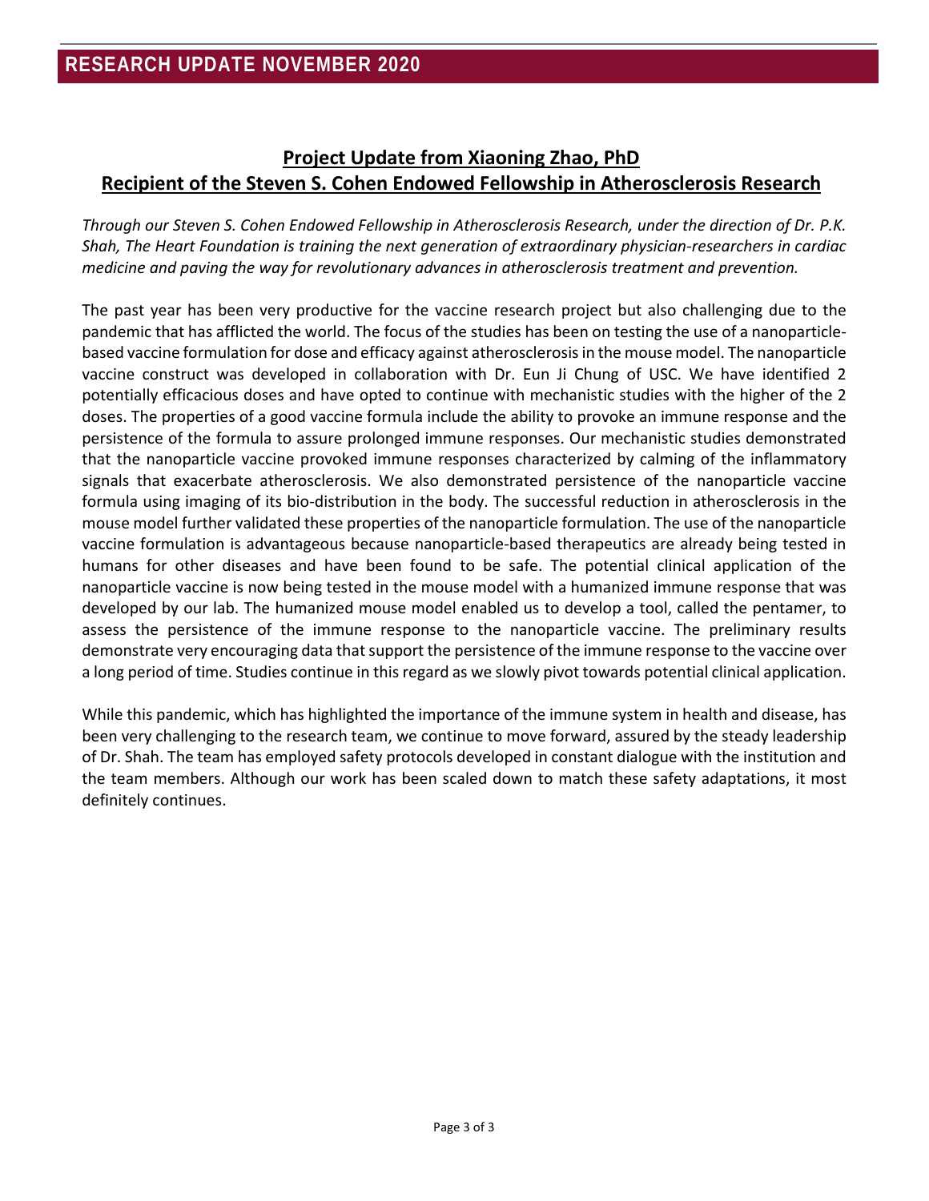## RESEARCH UPDATE NOVEMBER 2020

### Project Update from Xiaoning Zhao, PhD
### Recipient of the Steven S. Cohen Endowed Fellowship in Atherosclerosis Research

*Through our Steven S. Cohen Endowed Fellowship in Atherosclerosis Research, under the direction of Dr. P.K. Shah, The Heart Foundation is training the next generation of extraordinary physician-researchers in cardiac medicine and paving the way for revolutionary advances in atherosclerosis treatment and prevention.*

The past year has been very productive for the vaccine research project but also challenging due to the pandemic that has afflicted the world. The focus of the studies has been on testing the use of a nanoparticle-based vaccine formulation for dose and efficacy against atherosclerosis in the mouse model. The nanoparticle vaccine construct was developed in collaboration with Dr. Eun Ji Chung of USC. We have identified 2 potentially efficacious doses and have opted to continue with mechanistic studies with the higher of the 2 doses. The properties of a good vaccine formula include the ability to provoke an immune response and the persistence of the formula to assure prolonged immune responses. Our mechanistic studies demonstrated that the nanoparticle vaccine provoked immune responses characterized by calming of the inflammatory signals that exacerbate atherosclerosis. We also demonstrated persistence of the nanoparticle vaccine formula using imaging of its bio-distribution in the body. The successful reduction in atherosclerosis in the mouse model further validated these properties of the nanoparticle formulation. The use of the nanoparticle vaccine formulation is advantageous because nanoparticle-based therapeutics are already being tested in humans for other diseases and have been found to be safe. The potential clinical application of the nanoparticle vaccine is now being tested in the mouse model with a humanized immune response that was developed by our lab. The humanized mouse model enabled us to develop a tool, called the pentamer, to assess the persistence of the immune response to the nanoparticle vaccine. The preliminary results demonstrate very encouraging data that support the persistence of the immune response to the vaccine over a long period of time. Studies continue in this regard as we slowly pivot towards potential clinical application.

While this pandemic, which has highlighted the importance of the immune system in health and disease, has been very challenging to the research team, we continue to move forward, assured by the steady leadership of Dr. Shah. The team has employed safety protocols developed in constant dialogue with the institution and the team members. Although our work has been scaled down to match these safety adaptations, it most definitely continues.